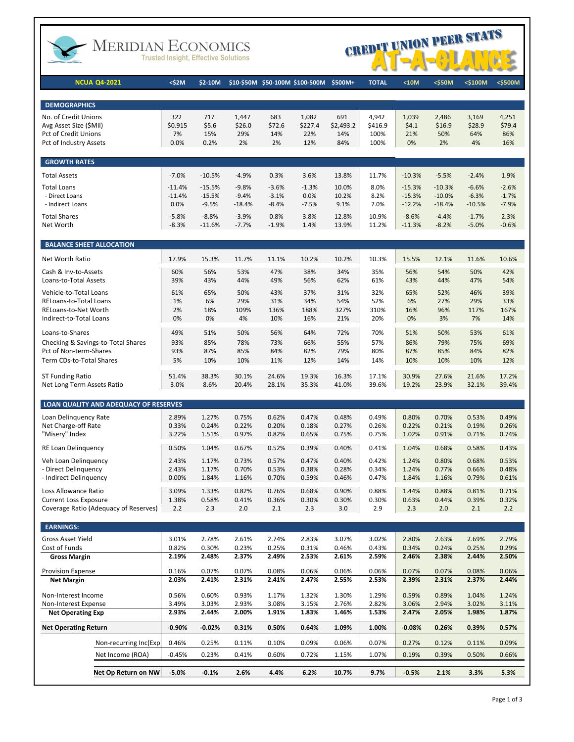# MERIDIAN ECONOMICS

Trusted Insight, Effective Solutions

## CREDIT UNION PEER STATS AT-A-GLANCE

| NCUA Q4-2021 | <$2M | $2-10M | $10-$50M | $50-100M | $100-500M | $500M+ | TOTAL | <10M | <$50M | <$100M | <$500M |
|---|---|---|---|---|---|---|---|---|---|---|---|
| **DEMOGRAPHICS** | | | | | | | | | | | |
| No. of Credit Unions | 322 | 717 | 1,447 | 683 | 1,082 | 691 | 4,942 | 1,039 | 2,486 | 3,169 | 4,251 |
| Avg Asset Size ($Mil) | $0.915 | $5.6 | $26.0 | $72.6 | $227.4 | $2,493.2 | $416.9 | $4.1 | $16.9 | $28.9 | $79.4 |
| Pct of Credit Unions | 7% | 15% | 29% | 14% | 22% | 14% | 100% | 21% | 50% | 64% | 86% |
| Pct of Industry Assets | 0.0% | 0.2% | 2% | 2% | 12% | 84% | 100% | 0% | 2% | 4% | 16% |
| **GROWTH RATES** | | | | | | | | | | | |
| Total Assets | -7.0% | -10.5% | -4.9% | 0.3% | 3.6% | 13.8% | 11.7% | -10.3% | -5.5% | -2.4% | 1.9% |
| Total Loans | -11.4% | -15.5% | -9.8% | -3.6% | -1.3% | 10.0% | 8.0% | -15.3% | -10.3% | -6.6% | -2.6% |
| - Direct Loans | -11.4% | -15.5% | -9.4% | -3.1% | 0.0% | 10.2% | 8.2% | -15.3% | -10.0% | -6.3% | -1.7% |
| - Indirect Loans | 0.0% | -9.5% | -18.4% | -8.4% | -7.5% | 9.1% | 7.0% | -12.2% | -18.4% | -10.5% | -7.9% |
| Total Shares | -5.8% | -8.8% | -3.9% | 0.8% | 3.8% | 12.8% | 10.9% | -8.6% | -4.4% | -1.7% | 2.3% |
| Net Worth | -8.3% | -11.6% | -7.7% | -1.9% | 1.4% | 13.9% | 11.2% | -11.3% | -8.2% | -5.0% | -0.6% |
| **BALANCE SHEET ALLOCATION** | | | | | | | | | | | |
| Net Worth Ratio | 17.9% | 15.3% | 11.7% | 11.1% | 10.2% | 10.2% | 10.3% | 15.5% | 12.1% | 11.6% | 10.6% |
| Cash & Inv-to-Assets | 60% | 56% | 53% | 47% | 38% | 34% | 35% | 56% | 54% | 50% | 42% |
| Loans-to-Total Assets | 39% | 43% | 44% | 49% | 56% | 62% | 61% | 43% | 44% | 47% | 54% |
| Vehicle-to-Total Loans | 61% | 65% | 50% | 43% | 37% | 31% | 32% | 65% | 52% | 46% | 39% |
| RELoans-to-Total Loans | 1% | 6% | 29% | 31% | 34% | 54% | 52% | 6% | 27% | 29% | 33% |
| RELoans-to-Net Worth | 2% | 18% | 109% | 136% | 188% | 327% | 310% | 16% | 96% | 117% | 167% |
| Indirect-to-Total Loans | 0% | 0% | 4% | 10% | 16% | 21% | 20% | 0% | 3% | 7% | 14% |
| Loans-to-Shares | 49% | 51% | 50% | 56% | 64% | 72% | 70% | 51% | 50% | 53% | 61% |
| Checking & Savings-to-Total Shares | 93% | 85% | 78% | 73% | 66% | 55% | 57% | 86% | 79% | 75% | 69% |
| Pct of Non-term-Shares | 93% | 87% | 85% | 84% | 82% | 79% | 80% | 87% | 85% | 84% | 82% |
| Term CDs-to-Total Shares | 5% | 10% | 10% | 11% | 12% | 14% | 14% | 10% | 10% | 10% | 12% |
| ST Funding Ratio | 51.4% | 38.3% | 30.1% | 24.6% | 19.3% | 16.3% | 17.1% | 30.9% | 27.6% | 21.6% | 17.2% |
| Net Long Term Assets Ratio | 3.0% | 8.6% | 20.4% | 28.1% | 35.3% | 41.0% | 39.6% | 19.2% | 23.9% | 32.1% | 39.4% |
| **LOAN QUALITY AND ADEQUACY OF RESERVES** | | | | | | | | | | | |
| Loan Delinquency Rate | 2.89% | 1.27% | 0.75% | 0.62% | 0.47% | 0.48% | 0.49% | 0.80% | 0.70% | 0.53% | 0.49% |
| Net Charge-off Rate | 0.33% | 0.24% | 0.22% | 0.20% | 0.18% | 0.27% | 0.26% | 0.22% | 0.21% | 0.19% | 0.26% |
| "Misery" Index | 3.22% | 1.51% | 0.97% | 0.82% | 0.65% | 0.75% | 0.75% | 1.02% | 0.91% | 0.71% | 0.74% |
| RE Loan Delinquency | 0.50% | 1.04% | 0.67% | 0.52% | 0.39% | 0.40% | 0.41% | 1.04% | 0.68% | 0.58% | 0.43% |
| Veh Loan Delinquency | 2.43% | 1.17% | 0.73% | 0.57% | 0.47% | 0.40% | 0.42% | 1.24% | 0.80% | 0.68% | 0.53% |
| - Direct Delinquency | 2.43% | 1.17% | 0.70% | 0.53% | 0.38% | 0.28% | 0.34% | 1.24% | 0.77% | 0.66% | 0.48% |
| - Indirect Delinquency | 0.00% | 1.84% | 1.16% | 0.70% | 0.59% | 0.46% | 0.47% | 1.84% | 1.16% | 0.79% | 0.61% |
| Loss Allowance Ratio | 3.09% | 1.33% | 0.82% | 0.76% | 0.68% | 0.90% | 0.88% | 1.44% | 0.88% | 0.81% | 0.71% |
| Current Loss Exposure | 1.38% | 0.58% | 0.41% | 0.36% | 0.30% | 0.30% | 0.30% | 0.63% | 0.44% | 0.39% | 0.32% |
| Coverage Ratio (Adequacy of Reserves) | 2.2 | 2.3 | 2.0 | 2.1 | 2.3 | 3.0 | 2.9 | 2.3 | 2.0 | 2.1 | 2.2 |
| **EARNINGS:** | | | | | | | | | | | |
| Gross Asset Yield | 3.01% | 2.78% | 2.61% | 2.74% | 2.83% | 3.07% | 3.02% | 2.80% | 2.63% | 2.69% | 2.79% |
| Cost of Funds | 0.82% | 0.30% | 0.23% | 0.25% | 0.31% | 0.46% | 0.43% | 0.34% | 0.24% | 0.25% | 0.29% |
| **Gross Margin** | **2.19%** | **2.48%** | **2.37%** | **2.49%** | **2.53%** | **2.61%** | **2.59%** | **2.46%** | **2.38%** | **2.44%** | **2.50%** |
| Provision Expense | 0.16% | 0.07% | 0.07% | 0.08% | 0.06% | 0.06% | 0.06% | 0.07% | 0.07% | 0.08% | 0.06% |
| **Net Margin** | **2.03%** | **2.41%** | **2.31%** | **2.41%** | **2.47%** | **2.55%** | **2.53%** | **2.39%** | **2.31%** | **2.37%** | **2.44%** |
| Non-Interest Income | 0.56% | 0.60% | 0.93% | 1.17% | 1.32% | 1.30% | 1.29% | 0.59% | 0.89% | 1.04% | 1.24% |
| Non-Interest Expense | 3.49% | 3.03% | 2.93% | 3.08% | 3.15% | 2.76% | 2.82% | 3.06% | 2.94% | 3.02% | 3.11% |
| **Net Operating Exp** | **2.93%** | **2.44%** | **2.00%** | **1.91%** | **1.83%** | **1.46%** | **1.53%** | **2.47%** | **2.05%** | **1.98%** | **1.87%** |
| **Net Operating Return** | **-0.90%** | **-0.02%** | **0.31%** | **0.50%** | **0.64%** | **1.09%** | **1.00%** | **-0.08%** | **0.26%** | **0.39%** | **0.57%** |
| Non-recurring Inc(Exp) | 0.46% | 0.25% | 0.11% | 0.10% | 0.09% | 0.06% | 0.07% | 0.27% | 0.12% | 0.11% | 0.09% |
| Net Income (ROA) | -0.45% | 0.23% | 0.41% | 0.60% | 0.72% | 1.15% | 1.07% | 0.19% | 0.39% | 0.50% | 0.66% |
| **Net Op Return on NW** | **-5.0%** | **-0.1%** | **2.6%** | **4.4%** | **6.2%** | **10.7%** | **9.7%** | **-0.5%** | **2.1%** | **3.3%** | **5.3%** |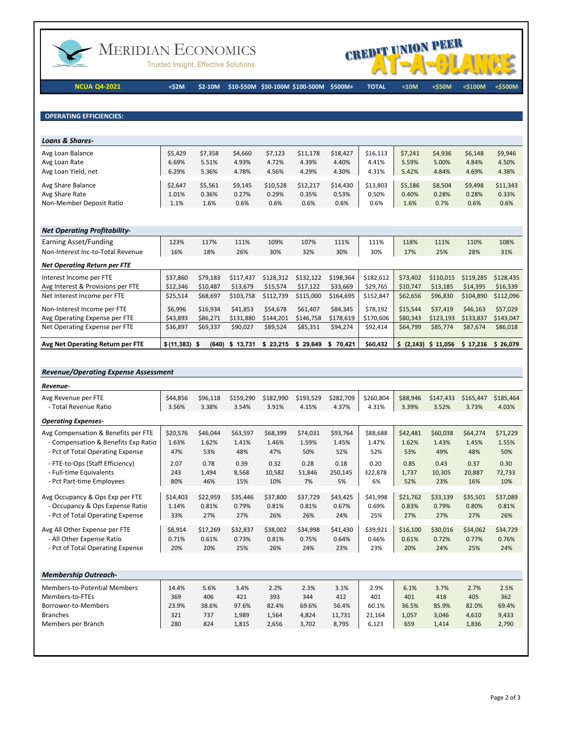# MERIDIAN ECONOMICS

Trusted Insight, Effective Solutions

CREDIT UNION PEER AT-A-GLANCE

## OPERATING EFFICIENCIES:

| NCUA Q4-2021 | <$2M | $2-10M | $10-$50M | $50-100M | $100-500M | $500M+ | TOTAL | <10M | <$50M | <$100M | <$500M |
|---|---|---|---|---|---|---|---|---|---|---|---|
| ***Loans & Shares-*** | | | | | | | | | | | |
| Avg Loan Balance | $5,429 | $7,358 | $4,660 | $7,123 | $11,178 | $18,427 | $16,113 | $7,241 | $4,936 | $6,148 | $9,946 |
| Avg Loan Rate | 6.69% | 5.51% | 4.93% | 4.72% | 4.39% | 4.40% | 4.41% | 5.59% | 5.00% | 4.84% | 4.50% |
| Avg Loan Yield, net | 6.29% | 5.36% | 4.78% | 4.56% | 4.29% | 4.30% | 4.31% | 5.42% | 4.84% | 4.69% | 4.38% |
| Avg Share Balance | $2,647 | $5,561 | $9,145 | $10,528 | $12,217 | $14,430 | $13,803 | $5,186 | $8,504 | $9,498 | $11,343 |
| Avg Share Rate | 1.01% | 0.36% | 0.27% | 0.29% | 0.35% | 0.53% | 0.50% | 0.40% | 0.28% | 0.28% | 0.33% |
| Non-Member Deposit Ratio | 1.1% | 1.6% | 0.6% | 0.6% | 0.6% | 0.6% | 0.6% | 1.6% | 0.7% | 0.6% | 0.6% |
| ***Net Operating Profitability-*** | | | | | | | | | | | |
| Earning Asset/Funding | 123% | 117% | 111% | 109% | 107% | 111% | 111% | 118% | 111% | 110% | 108% |
| Non-Interest Inc-to-Total Revenue | 16% | 18% | 26% | 30% | 32% | 30% | 30% | 17% | 25% | 28% | 31% |
| ***Net Operating Return per FTE*** | | | | | | | | | | | |
| Interest Income per FTE | $37,860 | $79,183 | $117,437 | $128,312 | $132,122 | $198,364 | $182,612 | $73,402 | $110,015 | $119,285 | $128,435 |
| Avg Interest & Provisions per FTE | $12,346 | $10,487 | $13,679 | $15,574 | $17,122 | $33,669 | $29,765 | $10,747 | $13,185 | $14,395 | $16,339 |
| Net Interest Income per FTE | $25,514 | $68,697 | $103,758 | $112,739 | $115,000 | $164,695 | $152,847 | $62,656 | $96,830 | $104,890 | $112,096 |
| Non-Interest Income per FTE | $6,996 | $16,934 | $41,853 | $54,678 | $61,407 | $84,345 | $78,192 | $15,544 | $37,419 | $46,163 | $57,029 |
| Avg Operating Expense per FTE | $43,893 | $86,271 | $131,880 | $144,201 | $146,758 | $178,619 | $170,606 | $80,343 | $123,193 | $133,837 | $143,047 |
| Net Operating Expense per FTE | $36,897 | $69,337 | $90,027 | $89,524 | $85,351 | $94,274 | $92,414 | $64,799 | $85,774 | $87,674 | $86,018 |
| **Avg Net Operating Return per FTE** | **$ (11,383)** | **$ (640)** | **$ 13,731** | **$ 23,215** | **$ 29,649** | **$ 70,421** | **$60,432** | **$ (2,143)** | **$ 11,056** | **$ 17,216** | **$ 26,079** |

### *Revenue/Operating Expense Assessment*

| | <$2M | $2-10M | $10-$50M | $50-100M | $100-500M | $500M+ | TOTAL | <10M | <$50M | <$100M | <$500M |
|---|---|---|---|---|---|---|---|---|---|---|---|
| ***Revenue-*** | | | | | | | | | | | |
| Avg Revenue per FTE | $44,856 | $96,118 | $159,290 | $182,990 | $193,529 | $282,709 | $260,804 | $88,946 | $147,433 | $165,447 | $185,464 |
| - Total Revenue Ratio | 3.56% | 3.38% | 3.54% | 3.91% | 4.15% | 4.37% | 4.31% | 3.39% | 3.52% | 3.73% | 4.03% |
| ***Operating Expenses-*** | | | | | | | | | | | |
| Avg Compensation & Benefits per FTE | $20,576 | $46,044 | $63,597 | $68,399 | $74,031 | $93,764 | $88,688 | $42,481 | $60,038 | $64,274 | $71,229 |
| - Compensation & Benefits Exp Ratio | 1.63% | 1.62% | 1.41% | 1.46% | 1.59% | 1.45% | 1.47% | 1.62% | 1.43% | 1.45% | 1.55% |
| - Pct of Total Operating Expense | 47% | 53% | 48% | 47% | 50% | 52% | 52% | 53% | 49% | 48% | 50% |
| - FTE-to-Ops (Staff Efficiency) | 2.07 | 0.78 | 0.39 | 0.32 | 0.28 | 0.18 | 0.20 | 0.85 | 0.43 | 0.37 | 0.30 |
| - Full-time Equivalents | 243 | 1,494 | 8,568 | 10,582 | 51,846 | 250,145 | 322,878 | 1,737 | 10,305 | 20,887 | 72,733 |
| - Pct Part-time Employees | 80% | 46% | 15% | 10% | 7% | 5% | 6% | 52% | 23% | 16% | 10% |
| Avg Occupancy & Ops Exp per FTE | $14,403 | $22,959 | $35,446 | $37,800 | $37,729 | $43,425 | $41,998 | $21,762 | $33,139 | $35,501 | $37,089 |
| - Occupancy & Ops Expense Ratio | 1.14% | 0.81% | 0.79% | 0.81% | 0.81% | 0.67% | 0.69% | 0.83% | 0.79% | 0.80% | 0.81% |
| - Pct of Total Operating Expense | 33% | 27% | 27% | 26% | 26% | 24% | 25% | 27% | 27% | 27% | 26% |
| Avg All Other Expense per FTE | $8,914 | $17,269 | $32,837 | $38,002 | $34,998 | $41,430 | $39,921 | $16,100 | $30,016 | $34,062 | $34,729 |
| - All Other Expense Ratio | 0.71% | 0.61% | 0.73% | 0.81% | 0.75% | 0.64% | 0.66% | 0.61% | 0.72% | 0.77% | 0.76% |
| - Pct of Total Operating Expense | 20% | 20% | 25% | 26% | 24% | 23% | 23% | 20% | 24% | 25% | 24% |

### *Membership Outreach-*

| | <$2M | $2-10M | $10-$50M | $50-100M | $100-500M | $500M+ | TOTAL | <10M | <$50M | <$100M | <$500M |
|---|---|---|---|---|---|---|---|---|---|---|---|
| Members-to-Potential Members | 14.4% | 5.6% | 3.4% | 2.2% | 2.3% | 3.1% | 2.9% | 6.1% | 3.7% | 2.7% | 2.5% |
| Members-to-FTEs | 369 | 406 | 421 | 393 | 344 | 412 | 401 | 401 | 418 | 405 | 362 |
| Borrower-to-Members | 23.9% | 38.6% | 97.6% | 82.4% | 69.6% | 56.4% | 60.1% | 36.5% | 85.9% | 82.0% | 69.4% |
| Branches | 321 | 737 | 1,989 | 1,564 | 4,824 | 11,731 | 21,164 | 1,057 | 3,046 | 4,610 | 9,433 |
| Members per Branch | 280 | 824 | 1,815 | 2,656 | 3,702 | 8,795 | 6,123 | 659 | 1,414 | 1,836 | 2,790 |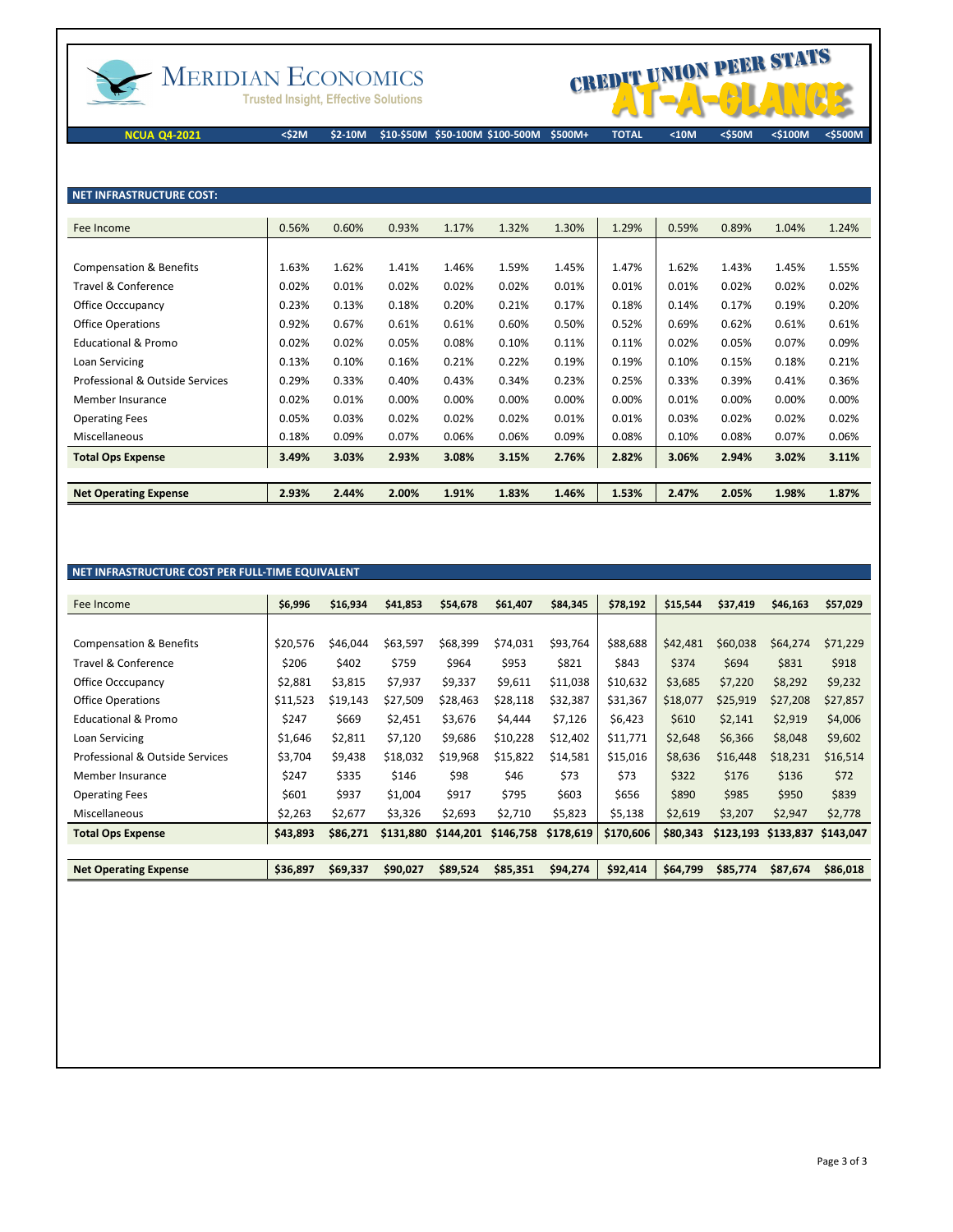MERIDIAN ECONOMICS
Trusted Insight, Effective Solutions

CREDIT UNION PEER STATS AT-A-GLANCE

## NET INFRASTRUCTURE COST:

| NCUA Q4-2021 | <$2M | $2-10M | $10-$50M | $50-100M | $100-500M | $500M+ | TOTAL | <10M | <$50M | <$100M | <$500M |
|---|---|---|---|---|---|---|---|---|---|---|---|
| Fee Income | 0.56% | 0.60% | 0.93% | 1.17% | 1.32% | 1.30% | 1.29% | 0.59% | 0.89% | 1.04% | 1.24% |
| Compensation & Benefits | 1.63% | 1.62% | 1.41% | 1.46% | 1.59% | 1.45% | 1.47% | 1.62% | 1.43% | 1.45% | 1.55% |
| Travel & Conference | 0.02% | 0.01% | 0.02% | 0.02% | 0.02% | 0.01% | 0.01% | 0.01% | 0.02% | 0.02% | 0.02% |
| Office Occcupancy | 0.23% | 0.13% | 0.18% | 0.20% | 0.21% | 0.17% | 0.18% | 0.14% | 0.17% | 0.19% | 0.20% |
| Office Operations | 0.92% | 0.67% | 0.61% | 0.61% | 0.60% | 0.50% | 0.52% | 0.69% | 0.62% | 0.61% | 0.61% |
| Educational & Promo | 0.02% | 0.02% | 0.05% | 0.08% | 0.10% | 0.11% | 0.11% | 0.02% | 0.05% | 0.07% | 0.09% |
| Loan Servicing | 0.13% | 0.10% | 0.16% | 0.21% | 0.22% | 0.19% | 0.19% | 0.10% | 0.15% | 0.18% | 0.21% |
| Professional & Outside Services | 0.29% | 0.33% | 0.40% | 0.43% | 0.34% | 0.23% | 0.25% | 0.33% | 0.39% | 0.41% | 0.36% |
| Member Insurance | 0.02% | 0.01% | 0.00% | 0.00% | 0.00% | 0.00% | 0.00% | 0.01% | 0.00% | 0.00% | 0.00% |
| Operating Fees | 0.05% | 0.03% | 0.02% | 0.02% | 0.02% | 0.01% | 0.01% | 0.03% | 0.02% | 0.02% | 0.02% |
| Miscellaneous | 0.18% | 0.09% | 0.07% | 0.06% | 0.06% | 0.09% | 0.08% | 0.10% | 0.08% | 0.07% | 0.06% |
| **Total Ops Expense** | **3.49%** | **3.03%** | **2.93%** | **3.08%** | **3.15%** | **2.76%** | **2.82%** | **3.06%** | **2.94%** | **3.02%** | **3.11%** |
| **Net Operating Expense** | **2.93%** | **2.44%** | **2.00%** | **1.91%** | **1.83%** | **1.46%** | **1.53%** | **2.47%** | **2.05%** | **1.98%** | **1.87%** |

## NET INFRASTRUCTURE COST PER FULL-TIME EQUIVALENT

| | <$2M | $2-10M | $10-$50M | $50-100M | $100-500M | $500M+ | TOTAL | <10M | <$50M | <$100M | <$500M |
|---|---|---|---|---|---|---|---|---|---|---|---|
| Fee Income | **$6,996** | **$16,934** | **$41,853** | **$54,678** | **$61,407** | **$84,345** | **$78,192** | **$15,544** | **$37,419** | **$46,163** | **$57,029** |
| Compensation & Benefits | $20,576 | $46,044 | $63,597 | $68,399 | $74,031 | $93,764 | $88,688 | $42,481 | $60,038 | $64,274 | $71,229 |
| Travel & Conference | $206 | $402 | $759 | $964 | $953 | $821 | $843 | $374 | $694 | $831 | $918 |
| Office Occcupancy | $2,881 | $3,815 | $7,937 | $9,337 | $9,611 | $11,038 | $10,632 | $3,685 | $7,220 | $8,292 | $9,232 |
| Office Operations | $11,523 | $19,143 | $27,509 | $28,463 | $28,118 | $32,387 | $31,367 | $18,077 | $25,919 | $27,208 | $27,857 |
| Educational & Promo | $247 | $669 | $2,451 | $3,676 | $4,444 | $7,126 | $6,423 | $610 | $2,141 | $2,919 | $4,006 |
| Loan Servicing | $1,646 | $2,811 | $7,120 | $9,686 | $10,228 | $12,402 | $11,771 | $2,648 | $6,366 | $8,048 | $9,602 |
| Professional & Outside Services | $3,704 | $9,438 | $18,032 | $19,968 | $15,822 | $14,581 | $15,016 | $8,636 | $16,448 | $18,231 | $16,514 |
| Member Insurance | $247 | $335 | $146 | $98 | $46 | $73 | $73 | $322 | $176 | $136 | $72 |
| Operating Fees | $601 | $937 | $1,004 | $917 | $795 | $603 | $656 | $890 | $985 | $950 | $839 |
| Miscellaneous | $2,263 | $2,677 | $3,326 | $2,693 | $2,710 | $5,823 | $5,138 | $2,619 | $3,207 | $2,947 | $2,778 |
| **Total Ops Expense** | **$43,893** | **$86,271** | **$131,880** | **$144,201** | **$146,758** | **$178,619** | **$170,606** | **$80,343** | **$123,193** | **$133,837** | **$143,047** |
| **Net Operating Expense** | **$36,897** | **$69,337** | **$90,027** | **$89,524** | **$85,351** | **$94,274** | **$92,414** | **$64,799** | **$85,774** | **$87,674** | **$86,018** |